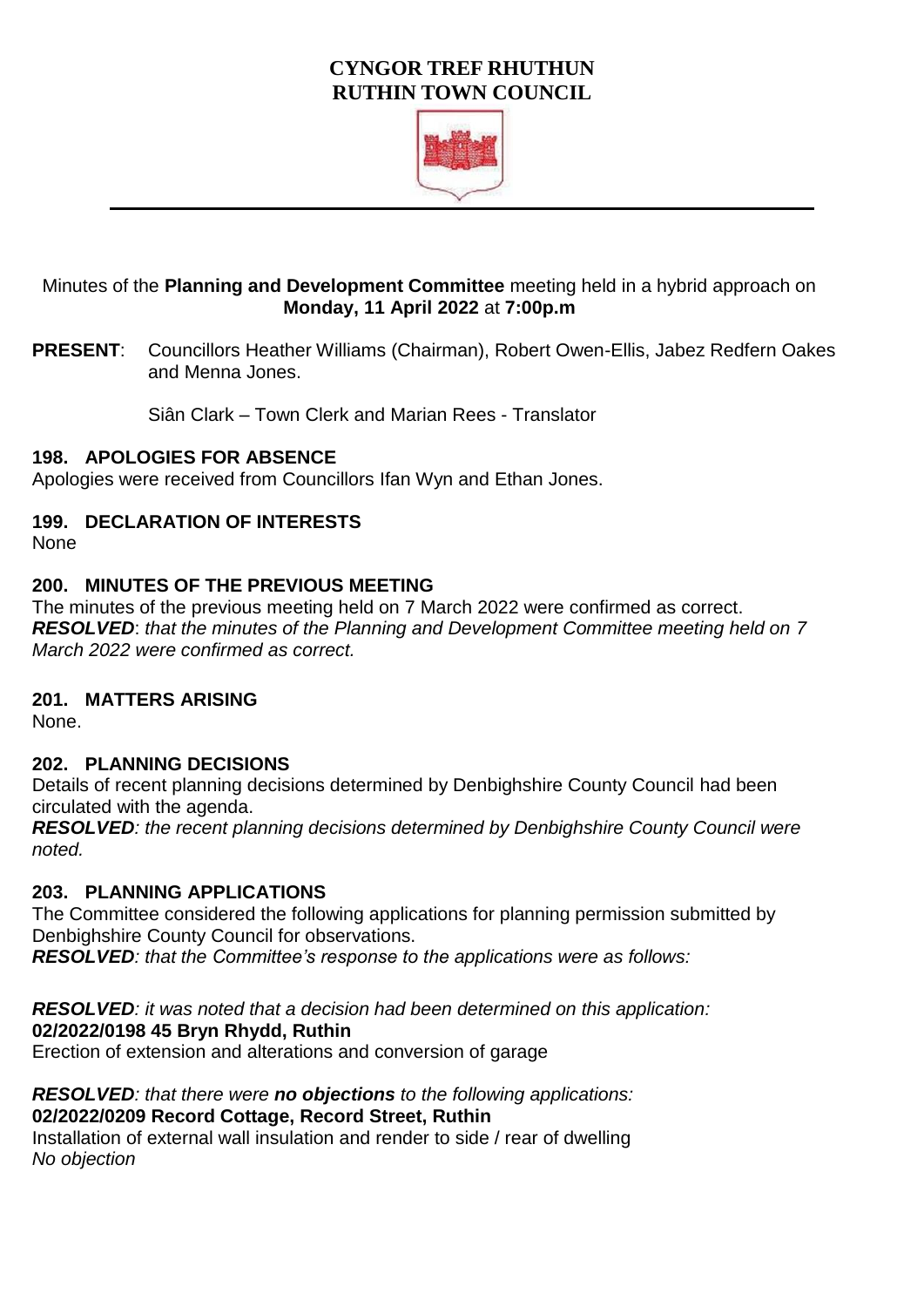**CYNGOR TREF RHUTHUN**
**RUTHIN TOWN COUNCIL**

Minutes of the **Planning and Development Committee** meeting held in a hybrid approach on **Monday, 11 April 2022** at **7:00p.m**

**PRESENT**: Councillors Heather Williams (Chairman), Robert Owen-Ellis, Jabez Redfern Oakes and Menna Jones.

Siân Clark – Town Clerk and Marian Rees - Translator

### 198. APOLOGIES FOR ABSENCE

Apologies were received from Councillors Ifan Wyn and Ethan Jones.

### 199. DECLARATION OF INTERESTS

None

### 200. MINUTES OF THE PREVIOUS MEETING

The minutes of the previous meeting held on 7 March 2022 were confirmed as correct.
***RESOLVED***: *that the minutes of the Planning and Development Committee meeting held on 7 March 2022 were confirmed as correct.*

### 201. MATTERS ARISING

None.

### 202. PLANNING DECISIONS

Details of recent planning decisions determined by Denbighshire County Council had been circulated with the agenda.
***RESOLVED****: the recent planning decisions determined by Denbighshire County Council were noted.*

### 203. PLANNING APPLICATIONS

The Committee considered the following applications for planning permission submitted by Denbighshire County Council for observations.
***RESOLVED****: that the Committee's response to the applications were as follows:*

***RESOLVED****: it was noted that a decision had been determined on this application:*
**02/2022/0198 45 Bryn Rhydd, Ruthin**
Erection of extension and alterations and conversion of garage

***RESOLVED****: that there were **no objections** to the following applications:*
**02/2022/0209 Record Cottage, Record Street, Ruthin**
Installation of external wall insulation and render to side / rear of dwelling
*No objection*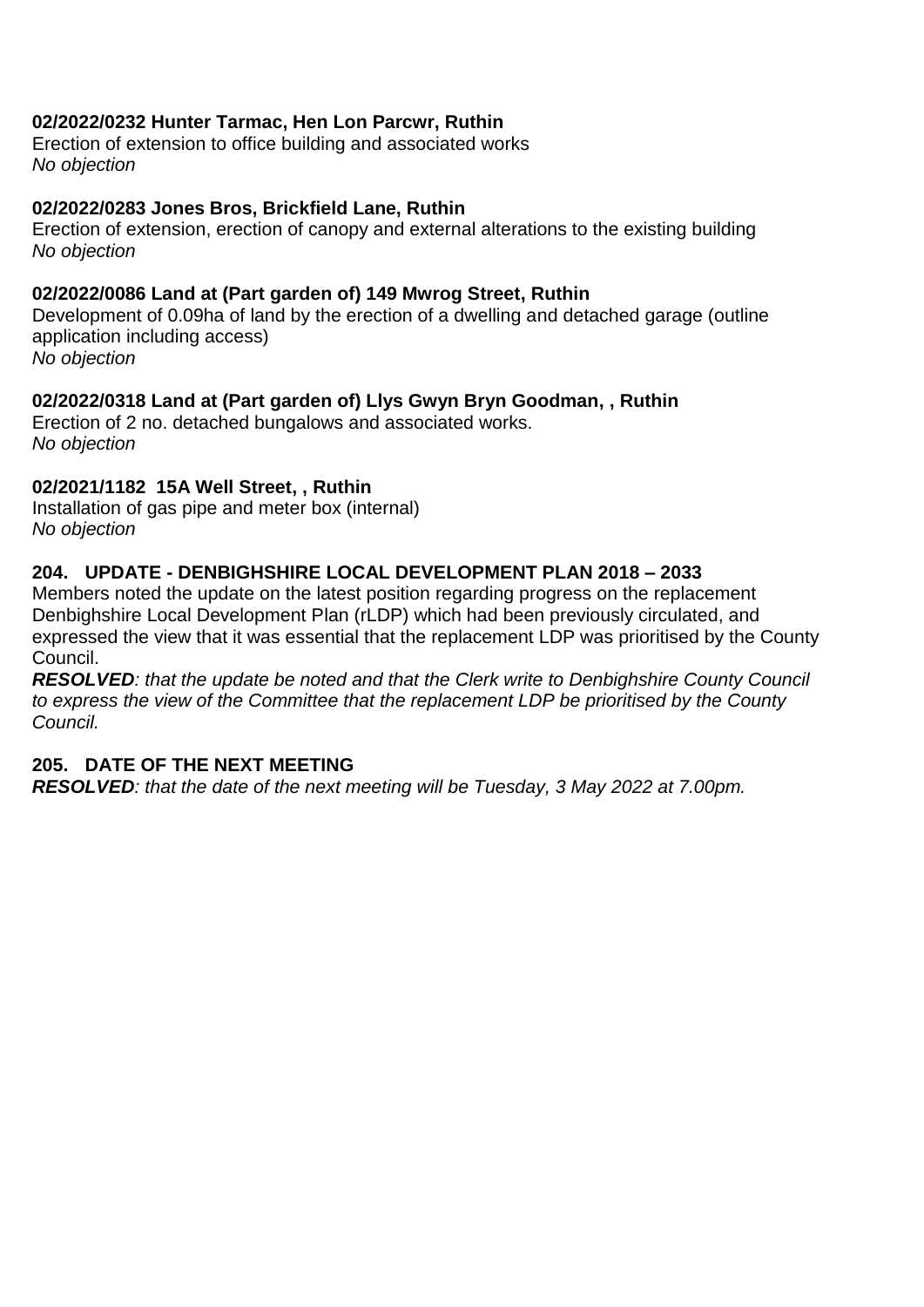**02/2022/0232 Hunter Tarmac, Hen Lon Parcwr, Ruthin**
Erection of extension to office building and associated works
*No objection*

**02/2022/0283 Jones Bros, Brickfield Lane, Ruthin**
Erection of extension, erection of canopy and external alterations to the existing building
*No objection*

**02/2022/0086 Land at (Part garden of) 149 Mwrog Street, Ruthin**
Development of 0.09ha of land by the erection of a dwelling and detached garage (outline application including access)
*No objection*

**02/2022/0318 Land at (Part garden of) Llys Gwyn Bryn Goodman, , Ruthin**
Erection of 2 no. detached bungalows and associated works.
*No objection*

**02/2021/1182 15A Well Street, , Ruthin**
Installation of gas pipe and meter box (internal)
*No objection*

**204. UPDATE - DENBIGHSHIRE LOCAL DEVELOPMENT PLAN 2018 – 2033**

Members noted the update on the latest position regarding progress on the replacement Denbighshire Local Development Plan (rLDP) which had been previously circulated, and expressed the view that it was essential that the replacement LDP was prioritised by the County Council.

***RESOLVED****: that the update be noted and that the Clerk write to Denbighshire County Council to express the view of the Committee that the replacement LDP be prioritised by the County Council.*

**205. DATE OF THE NEXT MEETING**

***RESOLVED****: that the date of the next meeting will be Tuesday, 3 May 2022 at 7.00pm.*